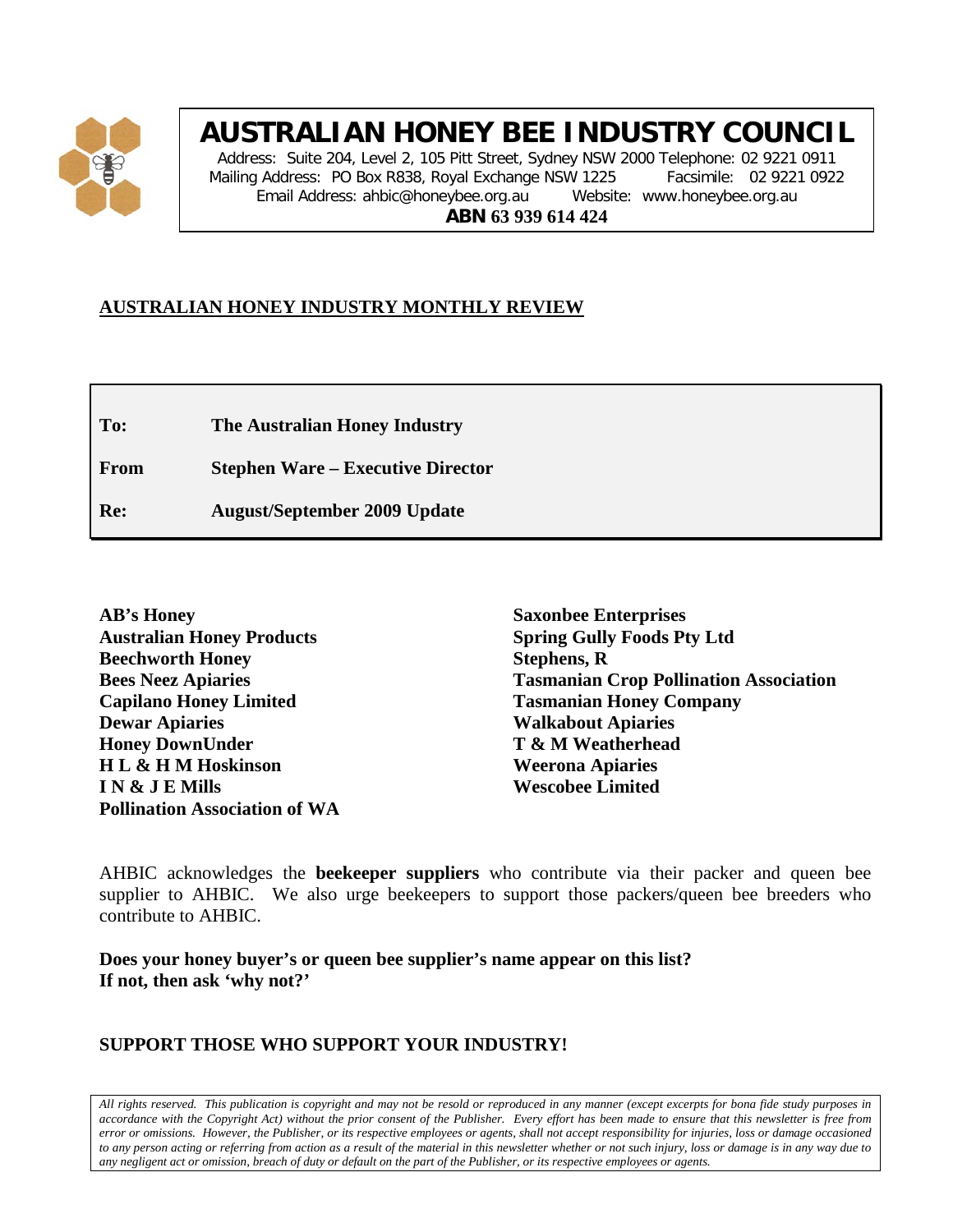# AUSTRALIAN HONEY BEE INDUSTRY COUNCIL

Address: Suite 204, Level 2, 105 Pitt Street, Sydney NSW 2000 Telephone: 02 9221 0911
Mailing Address: PO Box R838, Royal Exchange NSW 1225 Facsimile: 02 9221 0922
Email Address: ahbic@honeybee.org.au Website: www.honeybee.org.au
**ABN 63 939 614 424**

## AUSTRALIAN HONEY INDUSTRY MONTHLY REVIEW

| | |
|---|---|
| **To:** | **The Australian Honey Industry** |
| **From** | **Stephen Ware – Executive Director** |
| **Re:** | **August/September 2009 Update** |

**AB's Honey**
**Australian Honey Products**
**Beechworth Honey**
**Bees Neez Apiaries**
**Capilano Honey Limited**
**Dewar Apiaries**
**Honey DownUnder**
**H L & H M Hoskinson**
**I N & J E Mills**
**Pollination Association of WA**
**Saxonbee Enterprises**
**Spring Gully Foods Pty Ltd**
**Stephens, R**
**Tasmanian Crop Pollination Association**
**Tasmanian Honey Company**
**Walkabout Apiaries**
**T & M Weatherhead**
**Weerona Apiaries**
**Wescobee Limited**

AHBIC acknowledges the **beekeeper suppliers** who contribute via their packer and queen bee supplier to AHBIC. We also urge beekeepers to support those packers/queen bee breeders who contribute to AHBIC.

**Does your honey buyer's or queen bee supplier's name appear on this list?**
**If not, then ask 'why not?'**

**SUPPORT THOSE WHO SUPPORT YOUR INDUSTRY!**

*All rights reserved. This publication is copyright and may not be resold or reproduced in any manner (except excerpts for bona fide study purposes in accordance with the Copyright Act) without the prior consent of the Publisher. Every effort has been made to ensure that this newsletter is free from error or omissions. However, the Publisher, or its respective employees or agents, shall not accept responsibility for injuries, loss or damage occasioned to any person acting or referring from action as a result of the material in this newsletter whether or not such injury, loss or damage is in any way due to any negligent act or omission, breach of duty or default on the part of the Publisher, or its respective employees or agents.*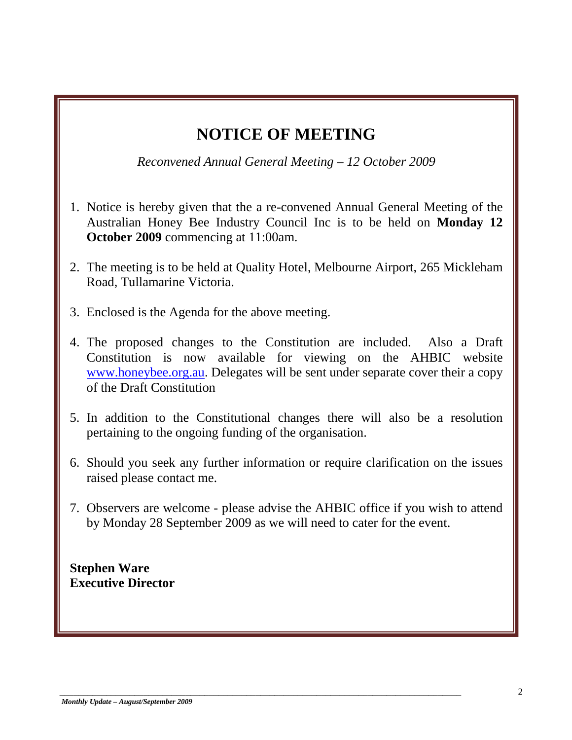# NOTICE OF MEETING

*Reconvened Annual General Meeting – 12 October 2009*

1. Notice is hereby given that the a re-convened Annual General Meeting of the Australian Honey Bee Industry Council Inc is to be held on **Monday 12 October 2009** commencing at 11:00am.

2. The meeting is to be held at Quality Hotel, Melbourne Airport, 265 Mickleham Road, Tullamarine Victoria.

3. Enclosed is the Agenda for the above meeting.

4. The proposed changes to the Constitution are included. Also a Draft Constitution is now available for viewing on the AHBIC website www.honeybee.org.au. Delegates will be sent under separate cover their a copy of the Draft Constitution

5. In addition to the Constitutional changes there will also be a resolution pertaining to the ongoing funding of the organisation.

6. Should you seek any further information or require clarification on the issues raised please contact me.

7. Observers are welcome - please advise the AHBIC office if you wish to attend by Monday 28 September 2009 as we will need to cater for the event.

**Stephen Ware**
**Executive Director**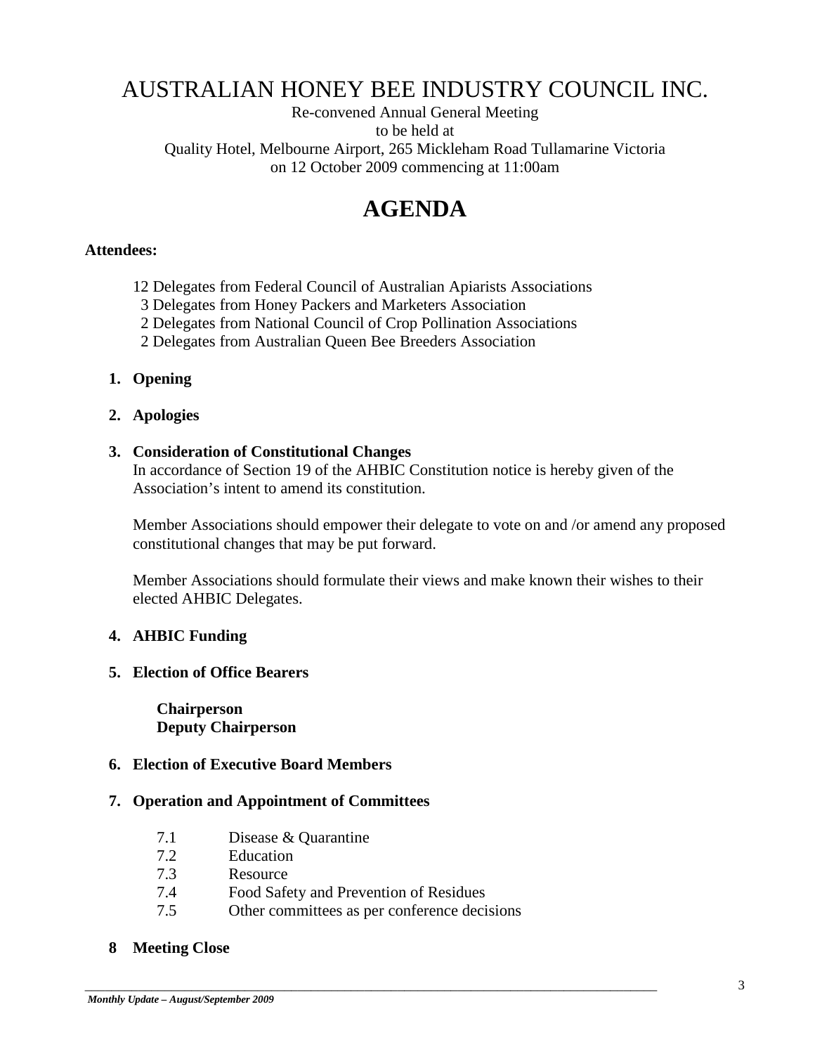# AUSTRALIAN HONEY BEE INDUSTRY COUNCIL INC.

Re-convened Annual General Meeting
to be held at
Quality Hotel, Melbourne Airport, 265 Mickleham Road Tullamarine Victoria
on 12 October 2009 commencing at 11:00am

# AGENDA

**Attendees:**

12 Delegates from Federal Council of Australian Apiarists Associations
3 Delegates from Honey Packers and Marketers Association
2 Delegates from National Council of Crop Pollination Associations
2 Delegates from Australian Queen Bee Breeders Association

1. **Opening**

2. **Apologies**

3. **Consideration of Constitutional Changes**
   In accordance of Section 19 of the AHBIC Constitution notice is hereby given of the Association's intent to amend its constitution.

   Member Associations should empower their delegate to vote on and /or amend any proposed constitutional changes that may be put forward.

   Member Associations should formulate their views and make known their wishes to their elected AHBIC Delegates.

4. **AHBIC Funding**

5. **Election of Office Bearers**

   **Chairperson**
   **Deputy Chairperson**

6. **Election of Executive Board Members**

7. **Operation and Appointment of Committees**

   7.1 Disease & Quarantine
   7.2 Education
   7.3 Resource
   7.4 Food Safety and Prevention of Residues
   7.5 Other committees as per conference decisions

8 **Meeting Close**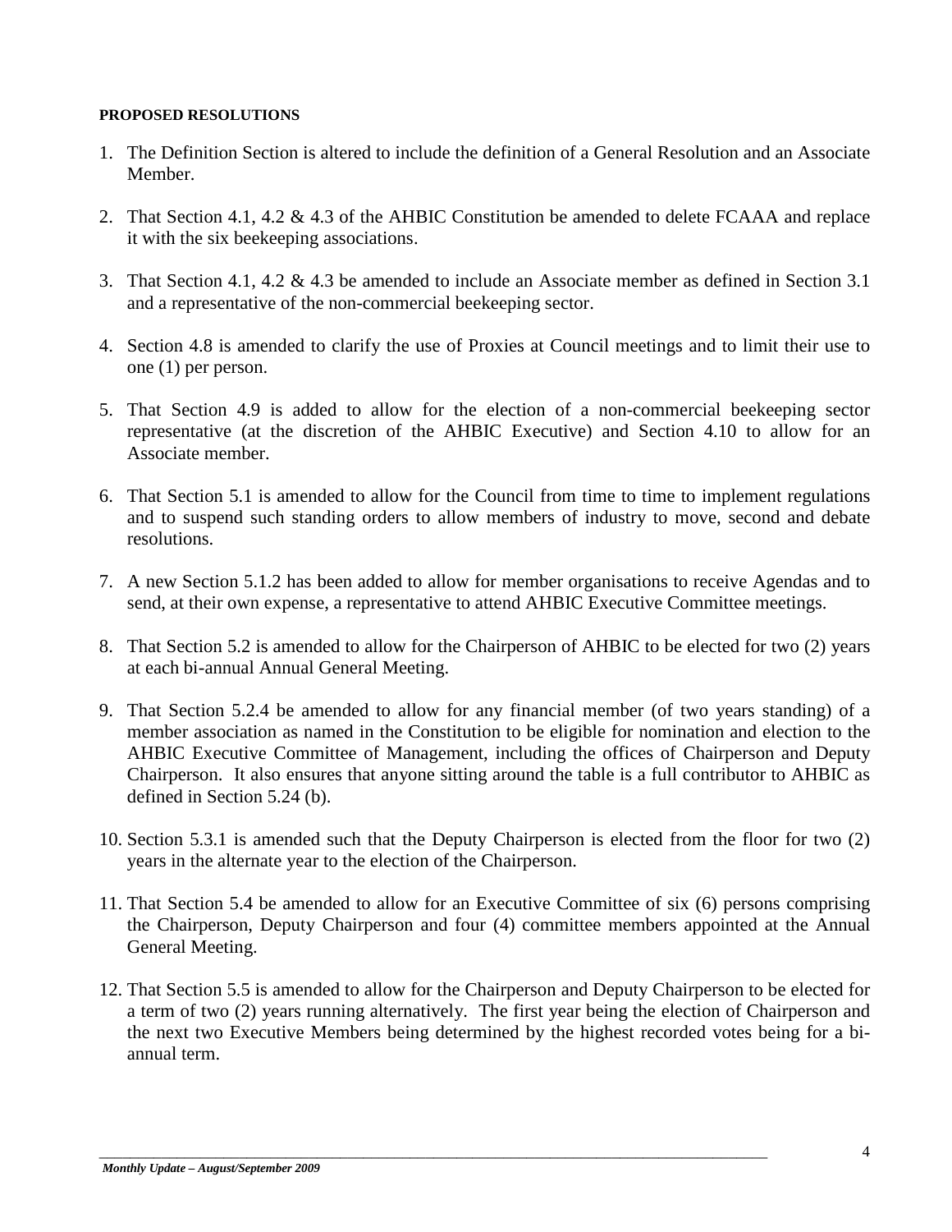**PROPOSED RESOLUTIONS**

1. The Definition Section is altered to include the definition of a General Resolution and an Associate Member.

2. That Section 4.1, 4.2 & 4.3 of the AHBIC Constitution be amended to delete FCAAA and replace it with the six beekeeping associations.

3. That Section 4.1, 4.2 & 4.3 be amended to include an Associate member as defined in Section 3.1 and a representative of the non-commercial beekeeping sector.

4. Section 4.8 is amended to clarify the use of Proxies at Council meetings and to limit their use to one (1) per person.

5. That Section 4.9 is added to allow for the election of a non-commercial beekeeping sector representative (at the discretion of the AHBIC Executive) and Section 4.10 to allow for an Associate member.

6. That Section 5.1 is amended to allow for the Council from time to time to implement regulations and to suspend such standing orders to allow members of industry to move, second and debate resolutions.

7. A new Section 5.1.2 has been added to allow for member organisations to receive Agendas and to send, at their own expense, a representative to attend AHBIC Executive Committee meetings.

8. That Section 5.2 is amended to allow for the Chairperson of AHBIC to be elected for two (2) years at each bi-annual Annual General Meeting.

9. That Section 5.2.4 be amended to allow for any financial member (of two years standing) of a member association as named in the Constitution to be eligible for nomination and election to the AHBIC Executive Committee of Management, including the offices of Chairperson and Deputy Chairperson. It also ensures that anyone sitting around the table is a full contributor to AHBIC as defined in Section 5.24 (b).

10. Section 5.3.1 is amended such that the Deputy Chairperson is elected from the floor for two (2) years in the alternate year to the election of the Chairperson.

11. That Section 5.4 be amended to allow for an Executive Committee of six (6) persons comprising the Chairperson, Deputy Chairperson and four (4) committee members appointed at the Annual General Meeting.

12. That Section 5.5 is amended to allow for the Chairperson and Deputy Chairperson to be elected for a term of two (2) years running alternatively. The first year being the election of Chairperson and the next two Executive Members being determined by the highest recorded votes being for a bi-annual term.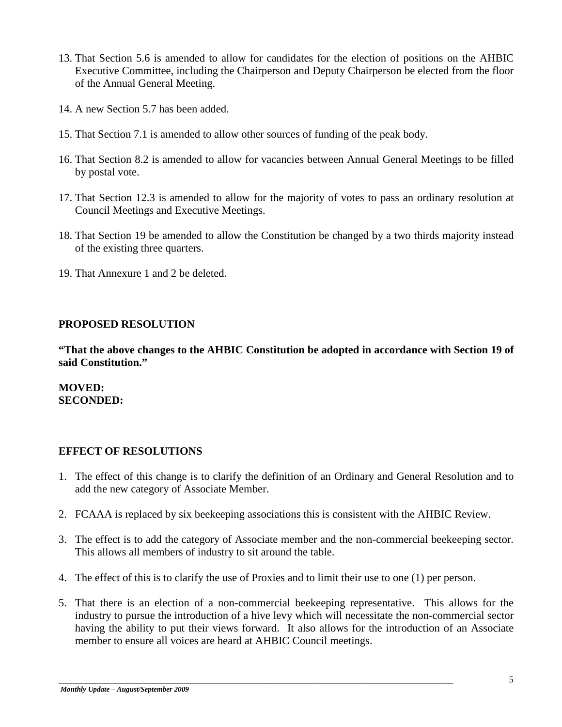13. That Section 5.6 is amended to allow for candidates for the election of positions on the AHBIC Executive Committee, including the Chairperson and Deputy Chairperson be elected from the floor of the Annual General Meeting.

14. A new Section 5.7 has been added.

15. That Section 7.1 is amended to allow other sources of funding of the peak body.

16. That Section 8.2 is amended to allow for vacancies between Annual General Meetings to be filled by postal vote.

17. That Section 12.3 is amended to allow for the majority of votes to pass an ordinary resolution at Council Meetings and Executive Meetings.

18. That Section 19 be amended to allow the Constitution be changed by a two thirds majority instead of the existing three quarters.

19. That Annexure 1 and 2 be deleted.

## PROPOSED RESOLUTION

**"That the above changes to the AHBIC Constitution be adopted in accordance with Section 19 of said Constitution."**

**MOVED:**
**SECONDED:**

## EFFECT OF RESOLUTIONS

1. The effect of this change is to clarify the definition of an Ordinary and General Resolution and to add the new category of Associate Member.

2. FCAAA is replaced by six beekeeping associations this is consistent with the AHBIC Review.

3. The effect is to add the category of Associate member and the non-commercial beekeeping sector. This allows all members of industry to sit around the table.

4. The effect of this is to clarify the use of Proxies and to limit their use to one (1) per person.

5. That there is an election of a non-commercial beekeeping representative. This allows for the industry to pursue the introduction of a hive levy which will necessitate the non-commercial sector having the ability to put their views forward. It also allows for the introduction of an Associate member to ensure all voices are heard at AHBIC Council meetings.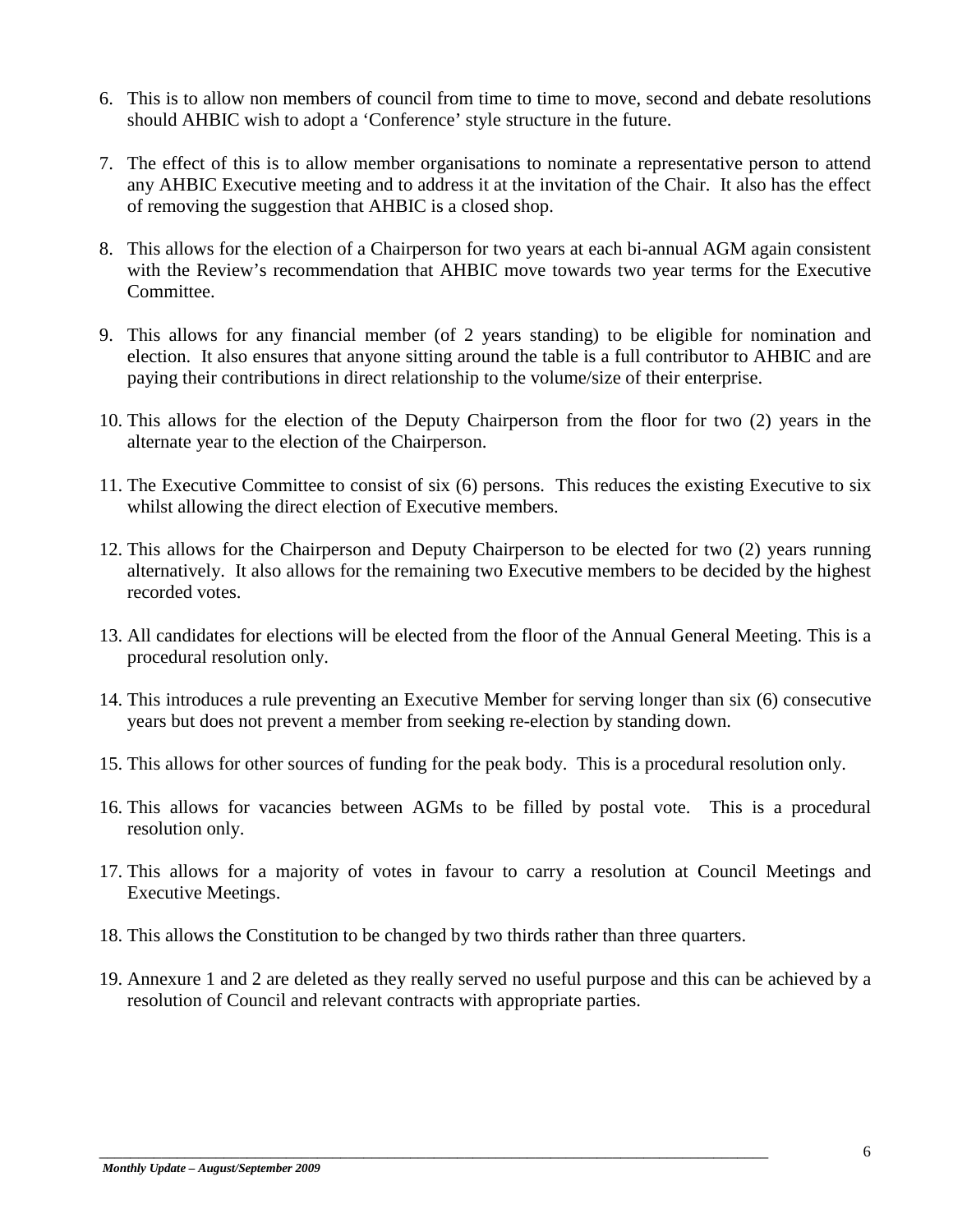6. This is to allow non members of council from time to time to move, second and debate resolutions should AHBIC wish to adopt a 'Conference' style structure in the future.

7. The effect of this is to allow member organisations to nominate a representative person to attend any AHBIC Executive meeting and to address it at the invitation of the Chair. It also has the effect of removing the suggestion that AHBIC is a closed shop.

8. This allows for the election of a Chairperson for two years at each bi-annual AGM again consistent with the Review's recommendation that AHBIC move towards two year terms for the Executive Committee.

9. This allows for any financial member (of 2 years standing) to be eligible for nomination and election. It also ensures that anyone sitting around the table is a full contributor to AHBIC and are paying their contributions in direct relationship to the volume/size of their enterprise.

10. This allows for the election of the Deputy Chairperson from the floor for two (2) years in the alternate year to the election of the Chairperson.

11. The Executive Committee to consist of six (6) persons. This reduces the existing Executive to six whilst allowing the direct election of Executive members.

12. This allows for the Chairperson and Deputy Chairperson to be elected for two (2) years running alternatively. It also allows for the remaining two Executive members to be decided by the highest recorded votes.

13. All candidates for elections will be elected from the floor of the Annual General Meeting. This is a procedural resolution only.

14. This introduces a rule preventing an Executive Member for serving longer than six (6) consecutive years but does not prevent a member from seeking re-election by standing down.

15. This allows for other sources of funding for the peak body. This is a procedural resolution only.

16. This allows for vacancies between AGMs to be filled by postal vote. This is a procedural resolution only.

17. This allows for a majority of votes in favour to carry a resolution at Council Meetings and Executive Meetings.

18. This allows the Constitution to be changed by two thirds rather than three quarters.

19. Annexure 1 and 2 are deleted as they really served no useful purpose and this can be achieved by a resolution of Council and relevant contracts with appropriate parties.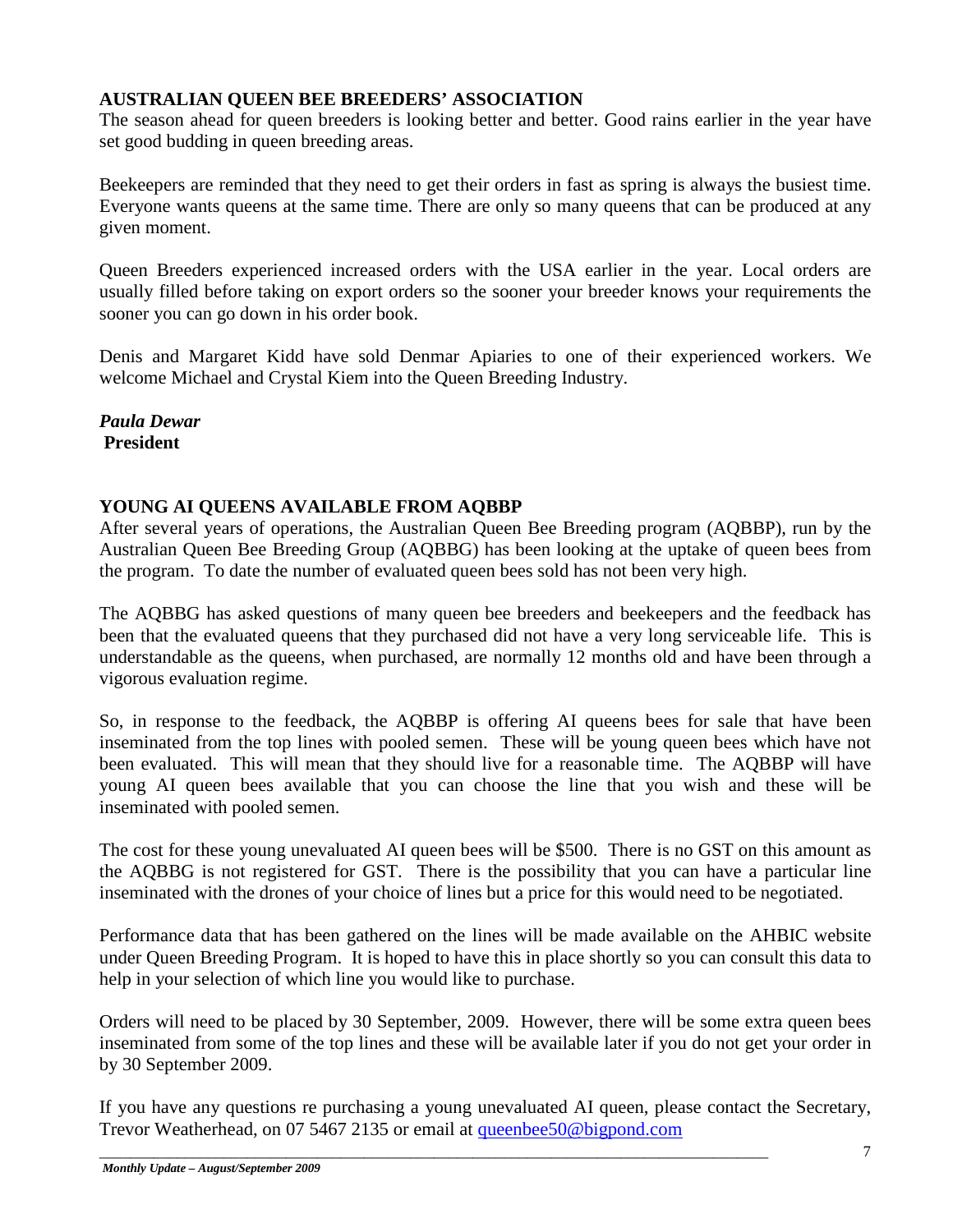## AUSTRALIAN QUEEN BEE BREEDERS' ASSOCIATION

The season ahead for queen breeders is looking better and better. Good rains earlier in the year have set good budding in queen breeding areas.

Beekeepers are reminded that they need to get their orders in fast as spring is always the busiest time. Everyone wants queens at the same time. There are only so many queens that can be produced at any given moment.

Queen Breeders experienced increased orders with the USA earlier in the year. Local orders are usually filled before taking on export orders so the sooner your breeder knows your requirements the sooner you can go down in his order book.

Denis and Margaret Kidd have sold Denmar Apiaries to one of their experienced workers. We welcome Michael and Crystal Kiem into the Queen Breeding Industry.

***Paula Dewar***
**President**

## YOUNG AI QUEENS AVAILABLE FROM AQBBP

After several years of operations, the Australian Queen Bee Breeding program (AQBBP), run by the Australian Queen Bee Breeding Group (AQBBG) has been looking at the uptake of queen bees from the program. To date the number of evaluated queen bees sold has not been very high.

The AQBBG has asked questions of many queen bee breeders and beekeepers and the feedback has been that the evaluated queens that they purchased did not have a very long serviceable life. This is understandable as the queens, when purchased, are normally 12 months old and have been through a vigorous evaluation regime.

So, in response to the feedback, the AQBBP is offering AI queens bees for sale that have been inseminated from the top lines with pooled semen. These will be young queen bees which have not been evaluated. This will mean that they should live for a reasonable time. The AQBBP will have young AI queen bees available that you can choose the line that you wish and these will be inseminated with pooled semen.

The cost for these young unevaluated AI queen bees will be $500. There is no GST on this amount as the AQBBG is not registered for GST. There is the possibility that you can have a particular line inseminated with the drones of your choice of lines but a price for this would need to be negotiated.

Performance data that has been gathered on the lines will be made available on the AHBIC website under Queen Breeding Program. It is hoped to have this in place shortly so you can consult this data to help in your selection of which line you would like to purchase.

Orders will need to be placed by 30 September, 2009. However, there will be some extra queen bees inseminated from some of the top lines and these will be available later if you do not get your order in by 30 September 2009.

If you have any questions re purchasing a young unevaluated AI queen, please contact the Secretary, Trevor Weatherhead, on 07 5467 2135 or email at queenbee50@bigpond.com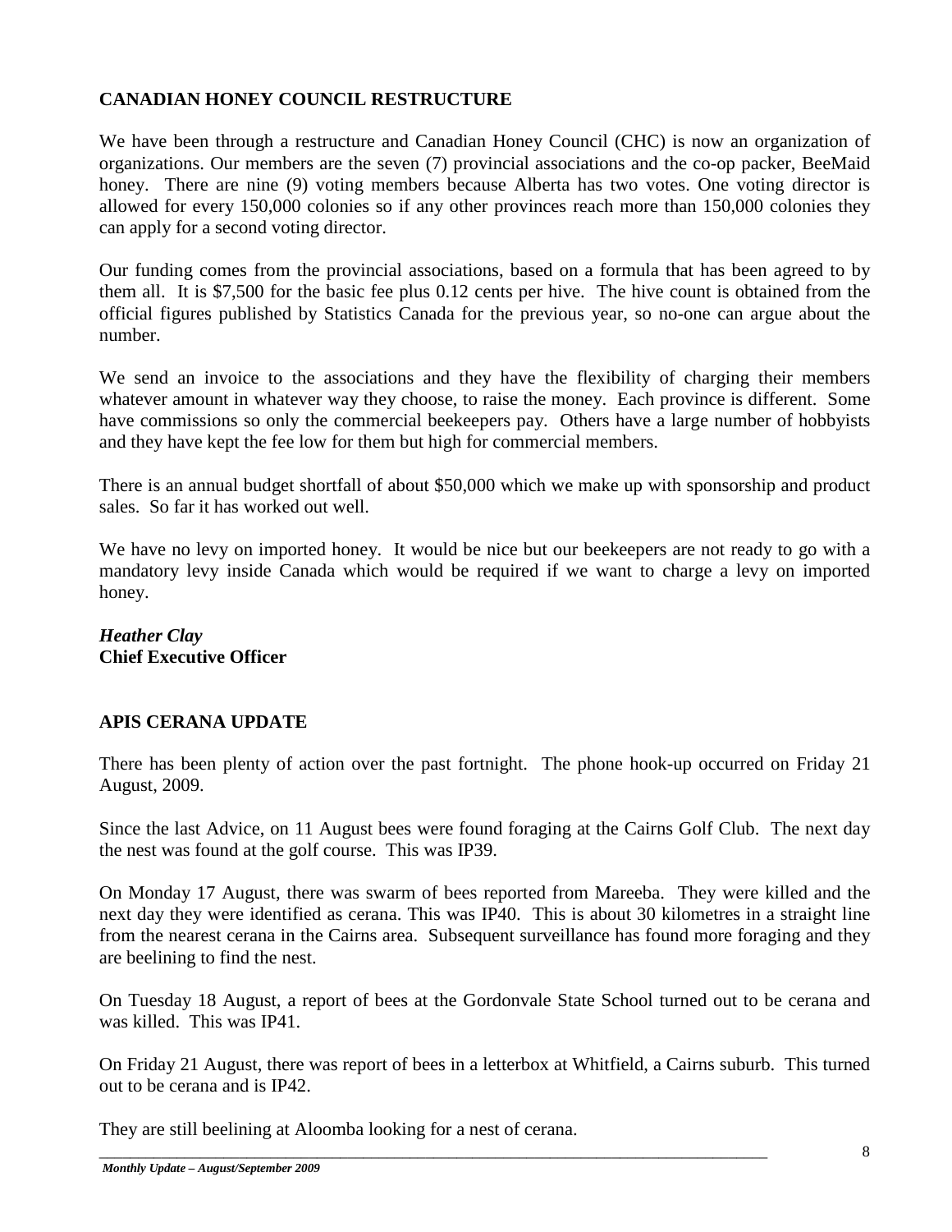## CANADIAN HONEY COUNCIL RESTRUCTURE

We have been through a restructure and Canadian Honey Council (CHC) is now an organization of organizations. Our members are the seven (7) provincial associations and the co-op packer, BeeMaid honey. There are nine (9) voting members because Alberta has two votes. One voting director is allowed for every 150,000 colonies so if any other provinces reach more than 150,000 colonies they can apply for a second voting director.

Our funding comes from the provincial associations, based on a formula that has been agreed to by them all. It is $7,500 for the basic fee plus 0.12 cents per hive. The hive count is obtained from the official figures published by Statistics Canada for the previous year, so no-one can argue about the number.

We send an invoice to the associations and they have the flexibility of charging their members whatever amount in whatever way they choose, to raise the money. Each province is different. Some have commissions so only the commercial beekeepers pay. Others have a large number of hobbyists and they have kept the fee low for them but high for commercial members.

There is an annual budget shortfall of about $50,000 which we make up with sponsorship and product sales. So far it has worked out well.

We have no levy on imported honey. It would be nice but our beekeepers are not ready to go with a mandatory levy inside Canada which would be required if we want to charge a levy on imported honey.

***Heather Clay***
**Chief Executive Officer**

## APIS CERANA UPDATE

There has been plenty of action over the past fortnight. The phone hook-up occurred on Friday 21 August, 2009.

Since the last Advice, on 11 August bees were found foraging at the Cairns Golf Club. The next day the nest was found at the golf course. This was IP39.

On Monday 17 August, there was swarm of bees reported from Mareeba. They were killed and the next day they were identified as cerana. This was IP40. This is about 30 kilometres in a straight line from the nearest cerana in the Cairns area. Subsequent surveillance has found more foraging and they are beelining to find the nest.

On Tuesday 18 August, a report of bees at the Gordonvale State School turned out to be cerana and was killed. This was IP41.

On Friday 21 August, there was report of bees in a letterbox at Whitfield, a Cairns suburb. This turned out to be cerana and is IP42.

They are still beelining at Aloomba looking for a nest of cerana.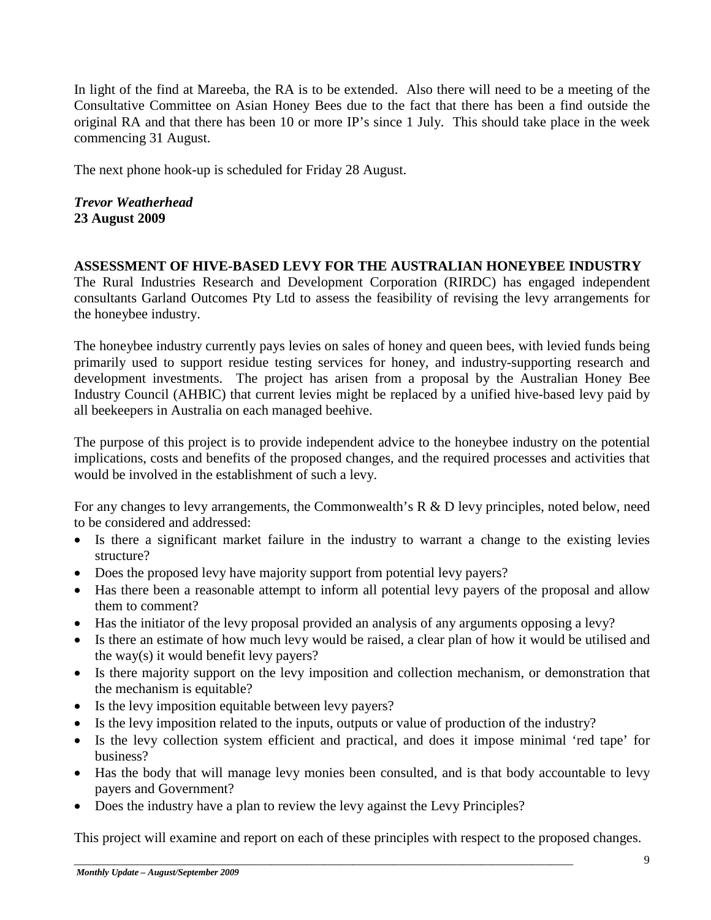In light of the find at Mareeba, the RA is to be extended. Also there will need to be a meeting of the Consultative Committee on Asian Honey Bees due to the fact that there has been a find outside the original RA and that there has been 10 or more IP's since 1 July. This should take place in the week commencing 31 August.

The next phone hook-up is scheduled for Friday 28 August.

***Trevor Weatherhead***
**23 August 2009**

**ASSESSMENT OF HIVE-BASED LEVY FOR THE AUSTRALIAN HONEYBEE INDUSTRY**

The Rural Industries Research and Development Corporation (RIRDC) has engaged independent consultants Garland Outcomes Pty Ltd to assess the feasibility of revising the levy arrangements for the honeybee industry.

The honeybee industry currently pays levies on sales of honey and queen bees, with levied funds being primarily used to support residue testing services for honey, and industry-supporting research and development investments. The project has arisen from a proposal by the Australian Honey Bee Industry Council (AHBIC) that current levies might be replaced by a unified hive-based levy paid by all beekeepers in Australia on each managed beehive.

The purpose of this project is to provide independent advice to the honeybee industry on the potential implications, costs and benefits of the proposed changes, and the required processes and activities that would be involved in the establishment of such a levy.

For any changes to levy arrangements, the Commonwealth's R & D levy principles, noted below, need to be considered and addressed:

- Is there a significant market failure in the industry to warrant a change to the existing levies structure?
- Does the proposed levy have majority support from potential levy payers?
- Has there been a reasonable attempt to inform all potential levy payers of the proposal and allow them to comment?
- Has the initiator of the levy proposal provided an analysis of any arguments opposing a levy?
- Is there an estimate of how much levy would be raised, a clear plan of how it would be utilised and the way(s) it would benefit levy payers?
- Is there majority support on the levy imposition and collection mechanism, or demonstration that the mechanism is equitable?
- Is the levy imposition equitable between levy payers?
- Is the levy imposition related to the inputs, outputs or value of production of the industry?
- Is the levy collection system efficient and practical, and does it impose minimal 'red tape' for business?
- Has the body that will manage levy monies been consulted, and is that body accountable to levy payers and Government?
- Does the industry have a plan to review the levy against the Levy Principles?

This project will examine and report on each of these principles with respect to the proposed changes.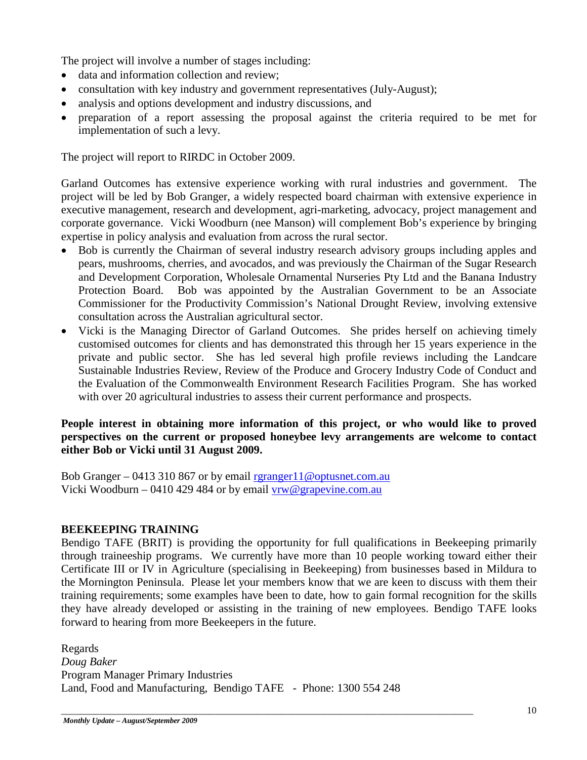The project will involve a number of stages including:

- data and information collection and review;
- consultation with key industry and government representatives (July-August);
- analysis and options development and industry discussions, and
- preparation of a report assessing the proposal against the criteria required to be met for implementation of such a levy.

The project will report to RIRDC in October 2009.

Garland Outcomes has extensive experience working with rural industries and government. The project will be led by Bob Granger, a widely respected board chairman with extensive experience in executive management, research and development, agri-marketing, advocacy, project management and corporate governance. Vicki Woodburn (nee Manson) will complement Bob's experience by bringing expertise in policy analysis and evaluation from across the rural sector.

- Bob is currently the Chairman of several industry research advisory groups including apples and pears, mushrooms, cherries, and avocados, and was previously the Chairman of the Sugar Research and Development Corporation, Wholesale Ornamental Nurseries Pty Ltd and the Banana Industry Protection Board. Bob was appointed by the Australian Government to be an Associate Commissioner for the Productivity Commission's National Drought Review, involving extensive consultation across the Australian agricultural sector.
- Vicki is the Managing Director of Garland Outcomes. She prides herself on achieving timely customised outcomes for clients and has demonstrated this through her 15 years experience in the private and public sector. She has led several high profile reviews including the Landcare Sustainable Industries Review, Review of the Produce and Grocery Industry Code of Conduct and the Evaluation of the Commonwealth Environment Research Facilities Program. She has worked with over 20 agricultural industries to assess their current performance and prospects.

**People interest in obtaining more information of this project, or who would like to proved perspectives on the current or proposed honeybee levy arrangements are welcome to contact either Bob or Vicki until 31 August 2009.**

Bob Granger – 0413 310 867 or by email rgranger11@optusnet.com.au
Vicki Woodburn – 0410 429 484 or by email vrw@grapevine.com.au

**BEEKEEPING TRAINING**

Bendigo TAFE (BRIT) is providing the opportunity for full qualifications in Beekeeping primarily through traineeship programs. We currently have more than 10 people working toward either their Certificate III or IV in Agriculture (specialising in Beekeeping) from businesses based in Mildura to the Mornington Peninsula. Please let your members know that we are keen to discuss with them their training requirements; some examples have been to date, how to gain formal recognition for the skills they have already developed or assisting in the training of new employees. Bendigo TAFE looks forward to hearing from more Beekeepers in the future.

Regards
*Doug Baker*
Program Manager Primary Industries
Land, Food and Manufacturing, Bendigo TAFE - Phone: 1300 554 248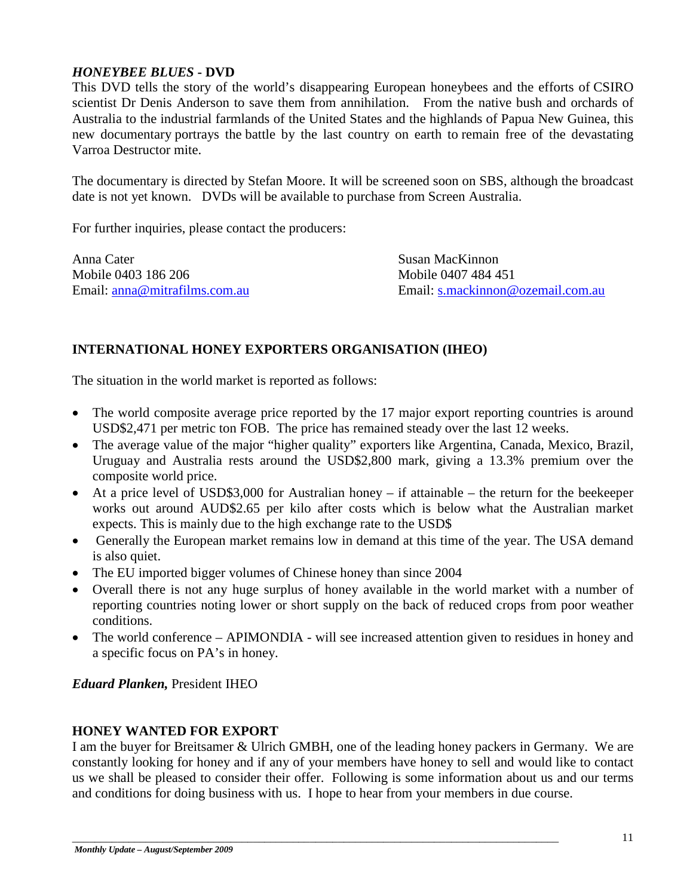## *HONEYBEE BLUES* - DVD

This DVD tells the story of the world's disappearing European honeybees and the efforts of CSIRO scientist Dr Denis Anderson to save them from annihilation. From the native bush and orchards of Australia to the industrial farmlands of the United States and the highlands of Papua New Guinea, this new documentary portrays the battle by the last country on earth to remain free of the devastating Varroa Destructor mite.

The documentary is directed by Stefan Moore. It will be screened soon on SBS, although the broadcast date is not yet known. DVDs will be available to purchase from Screen Australia.

For further inquiries, please contact the producers:

Anna Cater
Mobile 0403 186 206
Email: anna@mitrafilms.com.au

Susan MacKinnon
Mobile 0407 484 451
Email: s.mackinnon@ozemail.com.au

## INTERNATIONAL HONEY EXPORTERS ORGANISATION (IHEO)

The situation in the world market is reported as follows:

- The world composite average price reported by the 17 major export reporting countries is around USD$2,471 per metric ton FOB. The price has remained steady over the last 12 weeks.
- The average value of the major "higher quality" exporters like Argentina, Canada, Mexico, Brazil, Uruguay and Australia rests around the USD$2,800 mark, giving a 13.3% premium over the composite world price.
- At a price level of USD$3,000 for Australian honey – if attainable – the return for the beekeeper works out around AUD$2.65 per kilo after costs which is below what the Australian market expects. This is mainly due to the high exchange rate to the USD$
- Generally the European market remains low in demand at this time of the year. The USA demand is also quiet.
- The EU imported bigger volumes of Chinese honey than since 2004
- Overall there is not any huge surplus of honey available in the world market with a number of reporting countries noting lower or short supply on the back of reduced crops from poor weather conditions.
- The world conference – APIMONDIA - will see increased attention given to residues in honey and a specific focus on PA's in honey.

***Eduard Planken,*** President IHEO

## HONEY WANTED FOR EXPORT

I am the buyer for Breitsamer & Ulrich GMBH, one of the leading honey packers in Germany. We are constantly looking for honey and if any of your members have honey to sell and would like to contact us we shall be pleased to consider their offer. Following is some information about us and our terms and conditions for doing business with us. I hope to hear from your members in due course.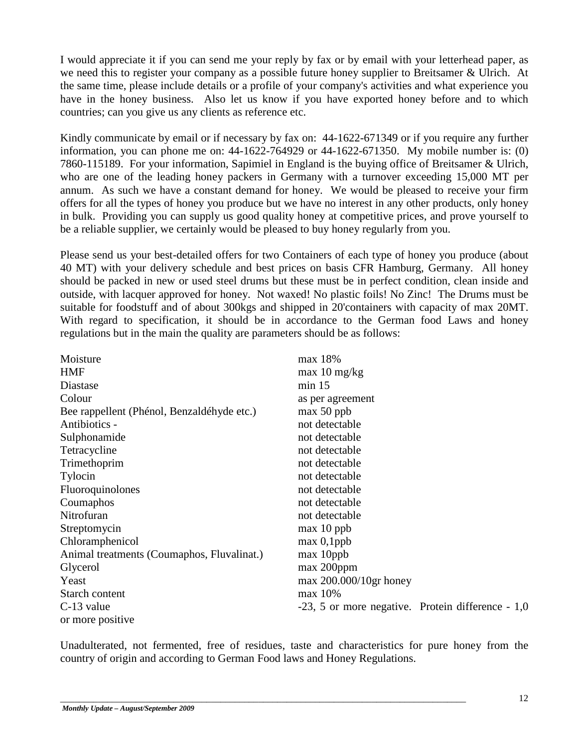I would appreciate it if you can send me your reply by fax or by email with your letterhead paper, as we need this to register your company as a possible future honey supplier to Breitsamer & Ulrich. At the same time, please include details or a profile of your company's activities and what experience you have in the honey business. Also let us know if you have exported honey before and to which countries; can you give us any clients as reference etc.

Kindly communicate by email or if necessary by fax on: 44-1622-671349 or if you require any further information, you can phone me on: 44-1622-764929 or 44-1622-671350. My mobile number is: (0) 7860-115189. For your information, Sapimiel in England is the buying office of Breitsamer & Ulrich, who are one of the leading honey packers in Germany with a turnover exceeding 15,000 MT per annum. As such we have a constant demand for honey. We would be pleased to receive your firm offers for all the types of honey you produce but we have no interest in any other products, only honey in bulk. Providing you can supply us good quality honey at competitive prices, and prove yourself to be a reliable supplier, we certainly would be pleased to buy honey regularly from you.

Please send us your best-detailed offers for two Containers of each type of honey you produce (about 40 MT) with your delivery schedule and best prices on basis CFR Hamburg, Germany. All honey should be packed in new or used steel drums but these must be in perfect condition, clean inside and outside, with lacquer approved for honey. Not waxed! No plastic foils! No Zinc! The Drums must be suitable for foodstuff and of about 300kgs and shipped in 20'containers with capacity of max 20MT. With regard to specification, it should be in accordance to the German food Laws and honey regulations but in the main the quality are parameters should be as follows:

| | |
|---|---|
| Moisture | max 18% |
| HMF | max 10 mg/kg |
| Diastase | min 15 |
| Colour | as per agreement |
| Bee rappellent (Phénol, Benzaldéhyde etc.) | max 50 ppb |
| Antibiotics - | not detectable |
| Sulphonamide | not detectable |
| Tetracycline | not detectable |
| Trimethoprim | not detectable |
| Tylocin | not detectable |
| Fluoroquinolones | not detectable |
| Coumaphos | not detectable |
| Nitrofuran | not detectable |
| Streptomycin | max 10 ppb |
| Chloramphenicol | max 0,1ppb |
| Animal treatments (Coumaphos, Fluvalinat.) | max 10ppb |
| Glycerol | max 200ppm |
| Yeast | max 200.000/10gr honey |
| Starch content | max 10% |
| C-13 value | -23, 5 or more negative. Protein difference - 1,0 or more positive |

Unadulterated, not fermented, free of residues, taste and characteristics for pure honey from the country of origin and according to German Food laws and Honey Regulations.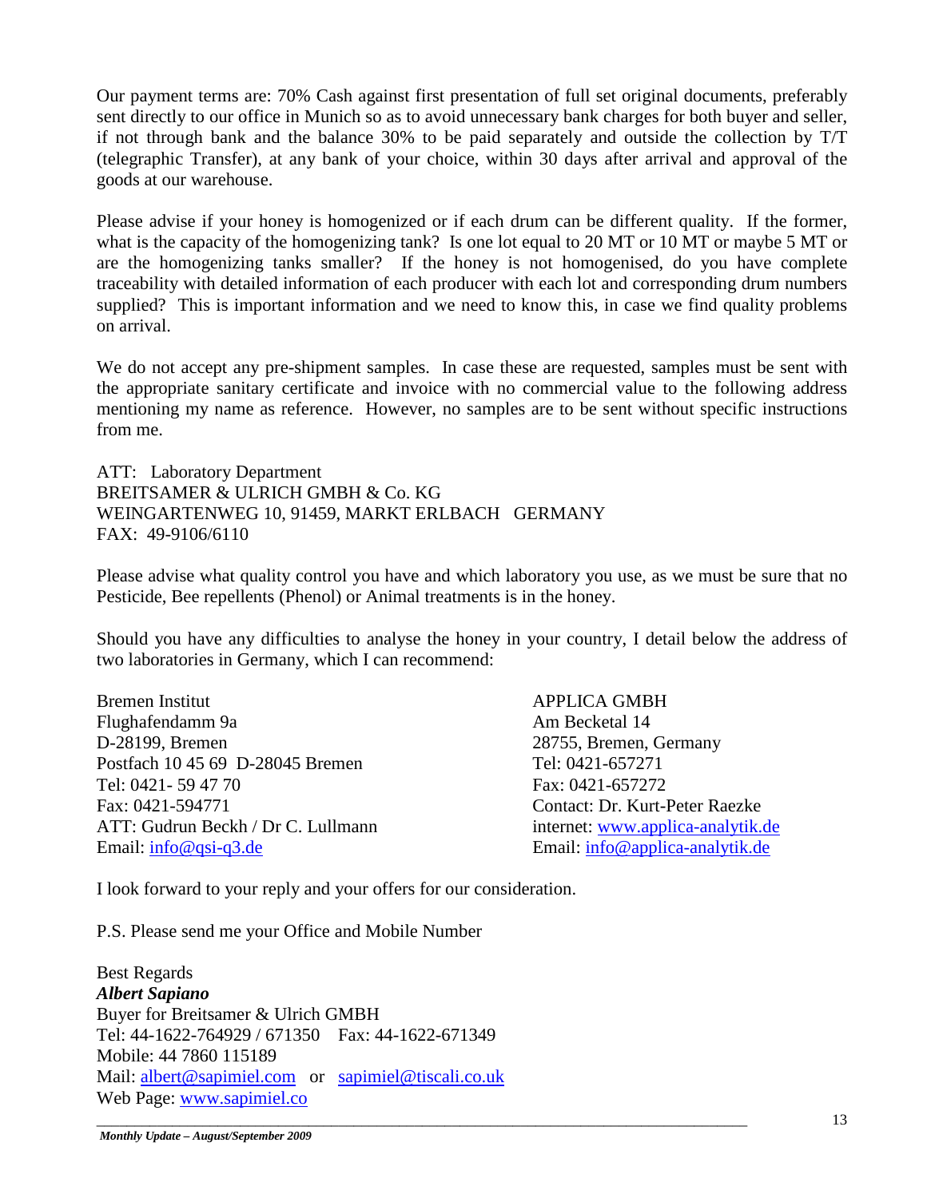Our payment terms are: 70% Cash against first presentation of full set original documents, preferably sent directly to our office in Munich so as to avoid unnecessary bank charges for both buyer and seller, if not through bank and the balance 30% to be paid separately and outside the collection by T/T (telegraphic Transfer), at any bank of your choice, within 30 days after arrival and approval of the goods at our warehouse.

Please advise if your honey is homogenized or if each drum can be different quality. If the former, what is the capacity of the homogenizing tank? Is one lot equal to 20 MT or 10 MT or maybe 5 MT or are the homogenizing tanks smaller? If the honey is not homogenised, do you have complete traceability with detailed information of each producer with each lot and corresponding drum numbers supplied? This is important information and we need to know this, in case we find quality problems on arrival.

We do not accept any pre-shipment samples. In case these are requested, samples must be sent with the appropriate sanitary certificate and invoice with no commercial value to the following address mentioning my name as reference. However, no samples are to be sent without specific instructions from me.

ATT: Laboratory Department
BREITSAMER & ULRICH GMBH & Co. KG
WEINGARTENWEG 10, 91459, MARKT ERLBACH GERMANY
FAX: 49-9106/6110

Please advise what quality control you have and which laboratory you use, as we must be sure that no Pesticide, Bee repellents (Phenol) or Animal treatments is in the honey.

Should you have any difficulties to analyse the honey in your country, I detail below the address of two laboratories in Germany, which I can recommend:

Bremen Institut
Flughafendamm 9a
D-28199, Bremen
Postfach 10 45 69 D-28045 Bremen
Tel: 0421- 59 47 70
Fax: 0421-594771
ATT: Gudrun Beckh / Dr C. Lullmann
Email: info@qsi-q3.de

APPLICA GMBH
Am Becketal 14
28755, Bremen, Germany
Tel: 0421-657271
Fax: 0421-657272
Contact: Dr. Kurt-Peter Raezke
internet: www.applica-analytik.de
Email: info@applica-analytik.de

I look forward to your reply and your offers for our consideration.

P.S. Please send me your Office and Mobile Number

Best Regards
***Albert Sapiano***
Buyer for Breitsamer & Ulrich GMBH
Tel: 44-1622-764929 / 671350 Fax: 44-1622-671349
Mobile: 44 7860 115189
Mail: albert@sapimiel.com or sapimiel@tiscali.co.uk
Web Page: www.sapimiel.co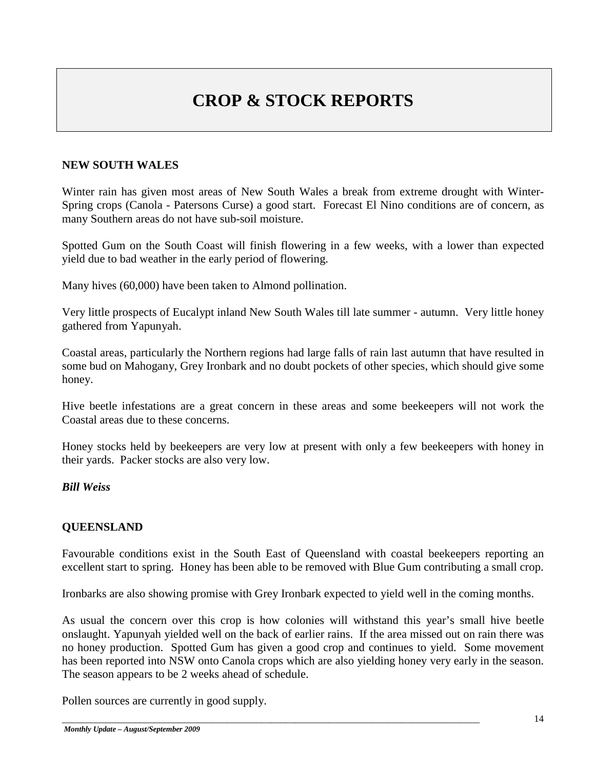# CROP & STOCK REPORTS

## NEW SOUTH WALES

Winter rain has given most areas of New South Wales a break from extreme drought with Winter-Spring crops (Canola - Patersons Curse) a good start. Forecast El Nino conditions are of concern, as many Southern areas do not have sub-soil moisture.

Spotted Gum on the South Coast will finish flowering in a few weeks, with a lower than expected yield due to bad weather in the early period of flowering.

Many hives (60,000) have been taken to Almond pollination.

Very little prospects of Eucalypt inland New South Wales till late summer - autumn. Very little honey gathered from Yapunyah.

Coastal areas, particularly the Northern regions had large falls of rain last autumn that have resulted in some bud on Mahogany, Grey Ironbark and no doubt pockets of other species, which should give some honey.

Hive beetle infestations are a great concern in these areas and some beekeepers will not work the Coastal areas due to these concerns.

Honey stocks held by beekeepers are very low at present with only a few beekeepers with honey in their yards. Packer stocks are also very low.

***Bill Weiss***

## QUEENSLAND

Favourable conditions exist in the South East of Queensland with coastal beekeepers reporting an excellent start to spring. Honey has been able to be removed with Blue Gum contributing a small crop.

Ironbarks are also showing promise with Grey Ironbark expected to yield well in the coming months.

As usual the concern over this crop is how colonies will withstand this year's small hive beetle onslaught. Yapunyah yielded well on the back of earlier rains. If the area missed out on rain there was no honey production. Spotted Gum has given a good crop and continues to yield. Some movement has been reported into NSW onto Canola crops which are also yielding honey very early in the season. The season appears to be 2 weeks ahead of schedule.

Pollen sources are currently in good supply.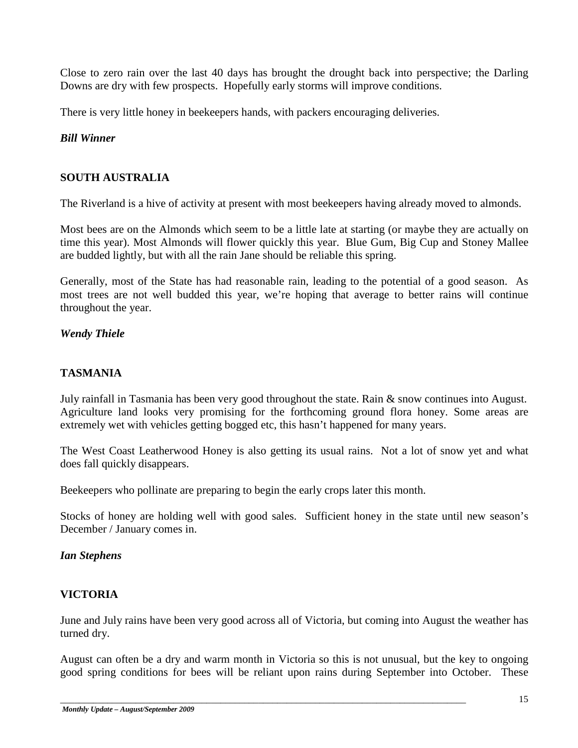Close to zero rain over the last 40 days has brought the drought back into perspective; the Darling Downs are dry with few prospects. Hopefully early storms will improve conditions.

There is very little honey in beekeepers hands, with packers encouraging deliveries.

***Bill Winner***

## SOUTH AUSTRALIA

The Riverland is a hive of activity at present with most beekeepers having already moved to almonds.

Most bees are on the Almonds which seem to be a little late at starting (or maybe they are actually on time this year). Most Almonds will flower quickly this year. Blue Gum, Big Cup and Stoney Mallee are budded lightly, but with all the rain Jane should be reliable this spring.

Generally, most of the State has had reasonable rain, leading to the potential of a good season. As most trees are not well budded this year, we're hoping that average to better rains will continue throughout the year.

***Wendy Thiele***

## TASMANIA

July rainfall in Tasmania has been very good throughout the state. Rain & snow continues into August. Agriculture land looks very promising for the forthcoming ground flora honey. Some areas are extremely wet with vehicles getting bogged etc, this hasn't happened for many years.

The West Coast Leatherwood Honey is also getting its usual rains. Not a lot of snow yet and what does fall quickly disappears.

Beekeepers who pollinate are preparing to begin the early crops later this month.

Stocks of honey are holding well with good sales. Sufficient honey in the state until new season's December / January comes in.

***Ian Stephens***

## VICTORIA

June and July rains have been very good across all of Victoria, but coming into August the weather has turned dry.

August can often be a dry and warm month in Victoria so this is not unusual, but the key to ongoing good spring conditions for bees will be reliant upon rains during September into October. These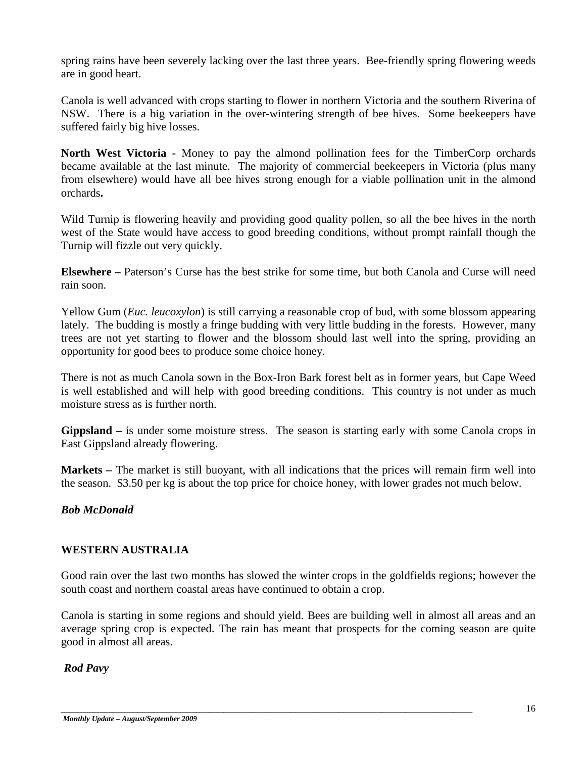spring rains have been severely lacking over the last three years. Bee-friendly spring flowering weeds are in good heart.

Canola is well advanced with crops starting to flower in northern Victoria and the southern Riverina of NSW. There is a big variation in the over-wintering strength of bee hives. Some beekeepers have suffered fairly big hive losses.

**North West Victoria** - Money to pay the almond pollination fees for the TimberCorp orchards became available at the last minute. The majority of commercial beekeepers in Victoria (plus many from elsewhere) would have all bee hives strong enough for a viable pollination unit in the almond orchards**.**

Wild Turnip is flowering heavily and providing good quality pollen, so all the bee hives in the north west of the State would have access to good breeding conditions, without prompt rainfall though the Turnip will fizzle out very quickly.

**Elsewhere –** Paterson's Curse has the best strike for some time, but both Canola and Curse will need rain soon.

Yellow Gum (*Euc. leucoxylon*) is still carrying a reasonable crop of bud, with some blossom appearing lately. The budding is mostly a fringe budding with very little budding in the forests. However, many trees are not yet starting to flower and the blossom should last well into the spring, providing an opportunity for good bees to produce some choice honey.

There is not as much Canola sown in the Box-Iron Bark forest belt as in former years, but Cape Weed is well established and will help with good breeding conditions. This country is not under as much moisture stress as is further north.

**Gippsland –** is under some moisture stress. The season is starting early with some Canola crops in East Gippsland already flowering.

**Markets –** The market is still buoyant, with all indications that the prices will remain firm well into the season. $3.50 per kg is about the top price for choice honey, with lower grades not much below.

***Bob McDonald***

## WESTERN AUSTRALIA

Good rain over the last two months has slowed the winter crops in the goldfields regions; however the south coast and northern coastal areas have continued to obtain a crop.

Canola is starting in some regions and should yield. Bees are building well in almost all areas and an average spring crop is expected. The rain has meant that prospects for the coming season are quite good in almost all areas.

***Rod Pavy***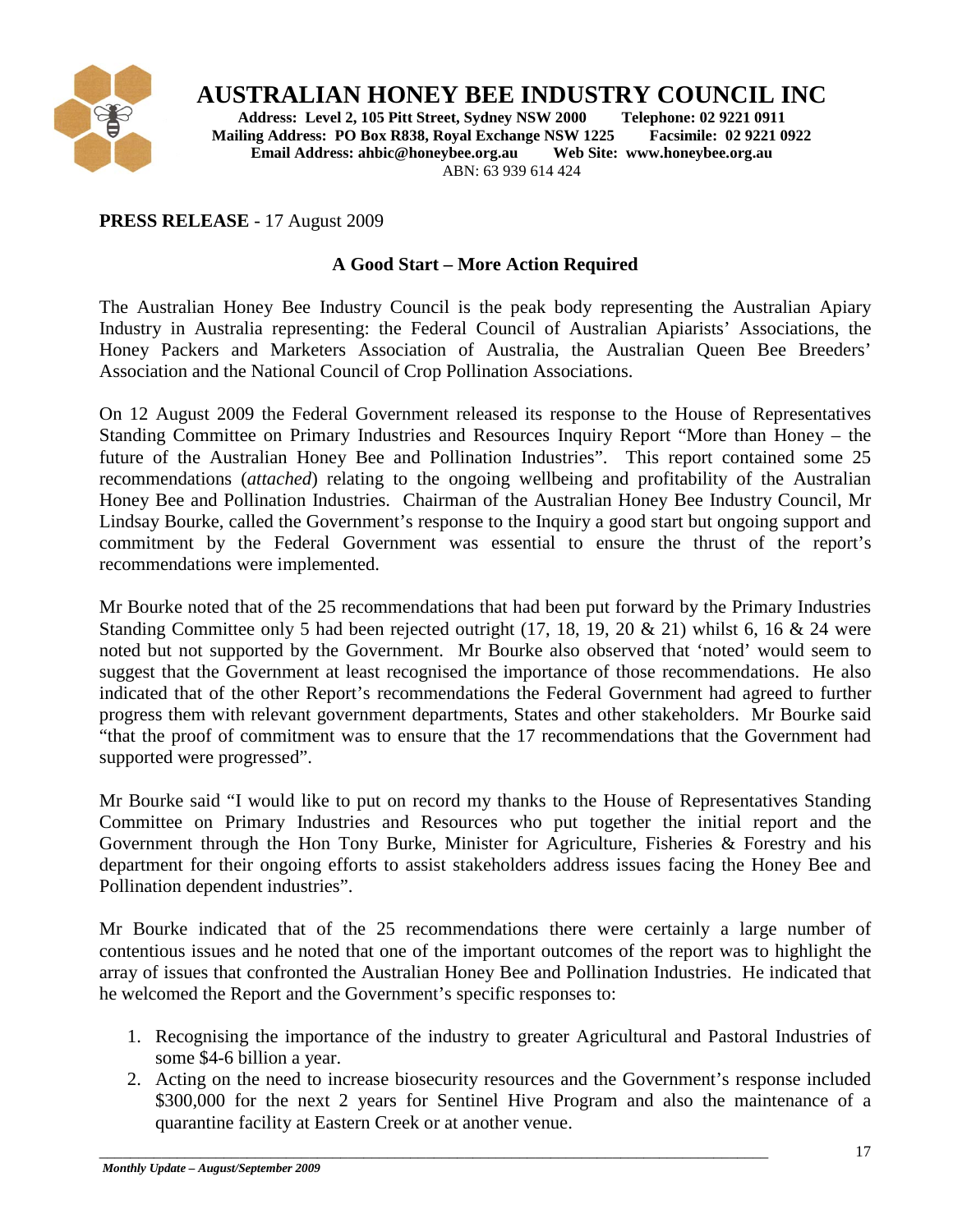# AUSTRALIAN HONEY BEE INDUSTRY COUNCIL INC

**Address: Level 2, 105 Pitt Street, Sydney NSW 2000 Telephone: 02 9221 0911**
**Mailing Address: PO Box R838, Royal Exchange NSW 1225 Facsimile: 02 9221 0922**
**Email Address: ahbic@honeybee.org.au Web Site: www.honeybee.org.au**
ABN: 63 939 614 424

**PRESS RELEASE** - 17 August 2009

## A Good Start – More Action Required

The Australian Honey Bee Industry Council is the peak body representing the Australian Apiary Industry in Australia representing: the Federal Council of Australian Apiarists' Associations, the Honey Packers and Marketers Association of Australia, the Australian Queen Bee Breeders' Association and the National Council of Crop Pollination Associations.

On 12 August 2009 the Federal Government released its response to the House of Representatives Standing Committee on Primary Industries and Resources Inquiry Report "More than Honey – the future of the Australian Honey Bee and Pollination Industries". This report contained some 25 recommendations (*attached*) relating to the ongoing wellbeing and profitability of the Australian Honey Bee and Pollination Industries. Chairman of the Australian Honey Bee Industry Council, Mr Lindsay Bourke, called the Government's response to the Inquiry a good start but ongoing support and commitment by the Federal Government was essential to ensure the thrust of the report's recommendations were implemented.

Mr Bourke noted that of the 25 recommendations that had been put forward by the Primary Industries Standing Committee only 5 had been rejected outright (17, 18, 19, 20 & 21) whilst 6, 16 & 24 were noted but not supported by the Government. Mr Bourke also observed that 'noted' would seem to suggest that the Government at least recognised the importance of those recommendations. He also indicated that of the other Report's recommendations the Federal Government had agreed to further progress them with relevant government departments, States and other stakeholders. Mr Bourke said "that the proof of commitment was to ensure that the 17 recommendations that the Government had supported were progressed".

Mr Bourke said "I would like to put on record my thanks to the House of Representatives Standing Committee on Primary Industries and Resources who put together the initial report and the Government through the Hon Tony Burke, Minister for Agriculture, Fisheries & Forestry and his department for their ongoing efforts to assist stakeholders address issues facing the Honey Bee and Pollination dependent industries".

Mr Bourke indicated that of the 25 recommendations there were certainly a large number of contentious issues and he noted that one of the important outcomes of the report was to highlight the array of issues that confronted the Australian Honey Bee and Pollination Industries. He indicated that he welcomed the Report and the Government's specific responses to:

1. Recognising the importance of the industry to greater Agricultural and Pastoral Industries of some $4-6 billion a year.
2. Acting on the need to increase biosecurity resources and the Government's response included $300,000 for the next 2 years for Sentinel Hive Program and also the maintenance of a quarantine facility at Eastern Creek or at another venue.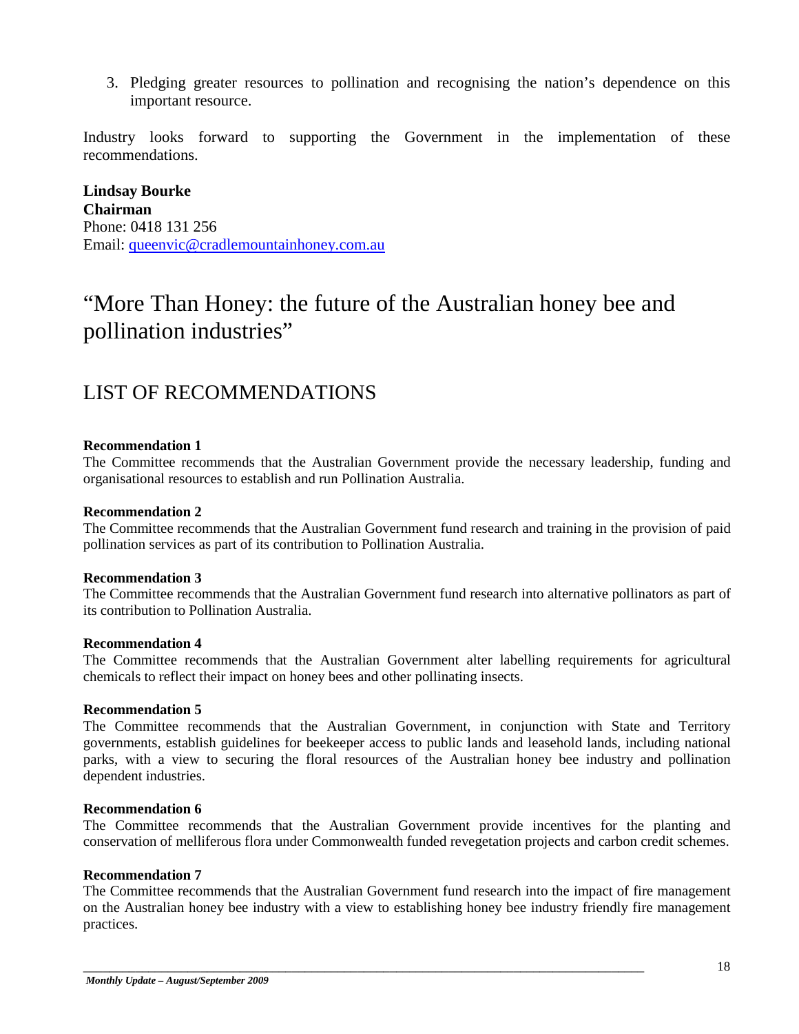3. Pledging greater resources to pollination and recognising the nation's dependence on this important resource.

Industry looks forward to supporting the Government in the implementation of these recommendations.

**Lindsay Bourke**
**Chairman**
Phone: 0418 131 256
Email: queenvic@cradlemountainhoney.com.au

# "More Than Honey: the future of the Australian honey bee and pollination industries"

## LIST OF RECOMMENDATIONS

**Recommendation 1**
The Committee recommends that the Australian Government provide the necessary leadership, funding and organisational resources to establish and run Pollination Australia.

**Recommendation 2**
The Committee recommends that the Australian Government fund research and training in the provision of paid pollination services as part of its contribution to Pollination Australia.

**Recommendation 3**
The Committee recommends that the Australian Government fund research into alternative pollinators as part of its contribution to Pollination Australia.

**Recommendation 4**
The Committee recommends that the Australian Government alter labelling requirements for agricultural chemicals to reflect their impact on honey bees and other pollinating insects.

**Recommendation 5**
The Committee recommends that the Australian Government, in conjunction with State and Territory governments, establish guidelines for beekeeper access to public lands and leasehold lands, including national parks, with a view to securing the floral resources of the Australian honey bee industry and pollination dependent industries.

**Recommendation 6**
The Committee recommends that the Australian Government provide incentives for the planting and conservation of melliferous flora under Commonwealth funded revegetation projects and carbon credit schemes.

**Recommendation 7**
The Committee recommends that the Australian Government fund research into the impact of fire management on the Australian honey bee industry with a view to establishing honey bee industry friendly fire management practices.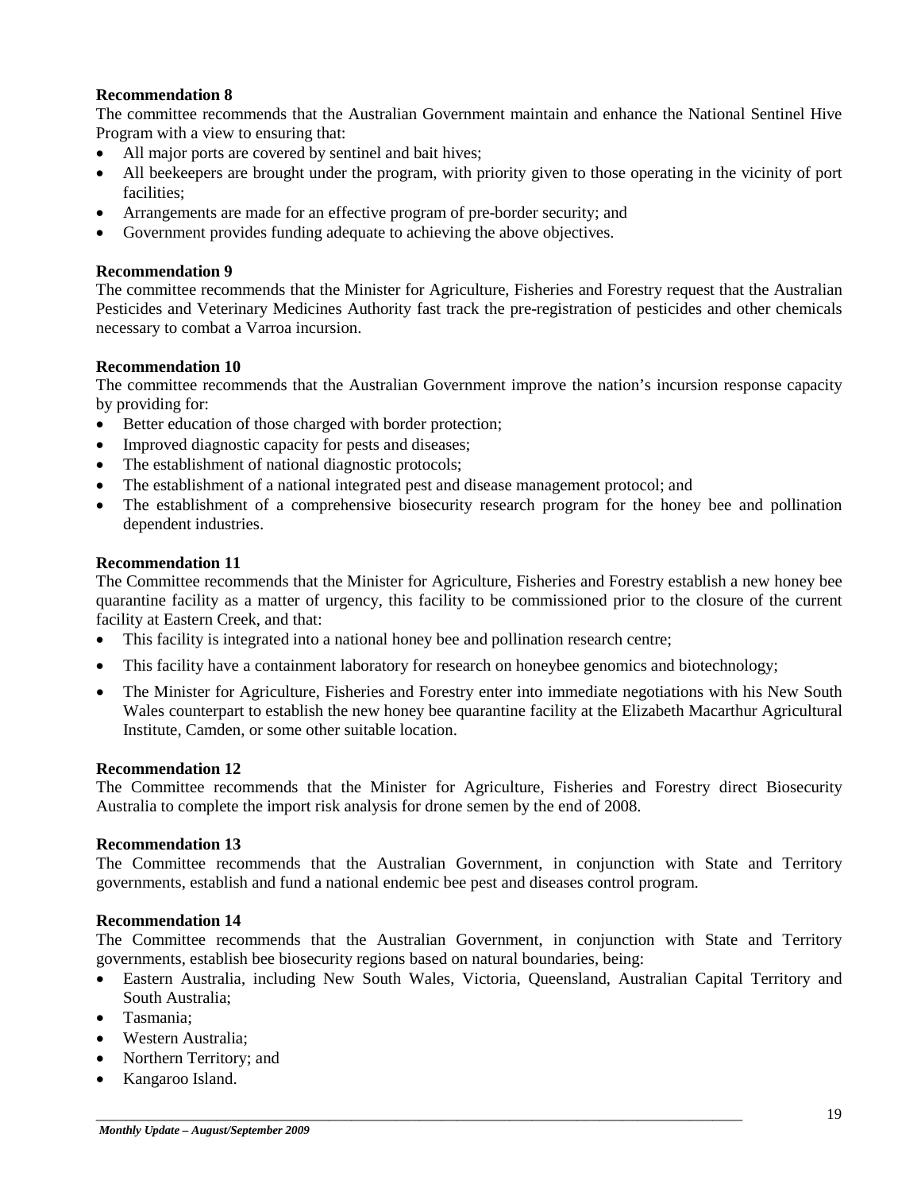**Recommendation 8**

The committee recommends that the Australian Government maintain and enhance the National Sentinel Hive Program with a view to ensuring that:

- All major ports are covered by sentinel and bait hives;
- All beekeepers are brought under the program, with priority given to those operating in the vicinity of port facilities;
- Arrangements are made for an effective program of pre-border security; and
- Government provides funding adequate to achieving the above objectives.

**Recommendation 9**

The committee recommends that the Minister for Agriculture, Fisheries and Forestry request that the Australian Pesticides and Veterinary Medicines Authority fast track the pre-registration of pesticides and other chemicals necessary to combat a Varroa incursion.

**Recommendation 10**

The committee recommends that the Australian Government improve the nation's incursion response capacity by providing for:

- Better education of those charged with border protection;
- Improved diagnostic capacity for pests and diseases;
- The establishment of national diagnostic protocols;
- The establishment of a national integrated pest and disease management protocol; and
- The establishment of a comprehensive biosecurity research program for the honey bee and pollination dependent industries.

**Recommendation 11**

The Committee recommends that the Minister for Agriculture, Fisheries and Forestry establish a new honey bee quarantine facility as a matter of urgency, this facility to be commissioned prior to the closure of the current facility at Eastern Creek, and that:

- This facility is integrated into a national honey bee and pollination research centre;
- This facility have a containment laboratory for research on honeybee genomics and biotechnology;
- The Minister for Agriculture, Fisheries and Forestry enter into immediate negotiations with his New South Wales counterpart to establish the new honey bee quarantine facility at the Elizabeth Macarthur Agricultural Institute, Camden, or some other suitable location.

**Recommendation 12**

The Committee recommends that the Minister for Agriculture, Fisheries and Forestry direct Biosecurity Australia to complete the import risk analysis for drone semen by the end of 2008.

**Recommendation 13**

The Committee recommends that the Australian Government, in conjunction with State and Territory governments, establish and fund a national endemic bee pest and diseases control program.

**Recommendation 14**

The Committee recommends that the Australian Government, in conjunction with State and Territory governments, establish bee biosecurity regions based on natural boundaries, being:

- Eastern Australia, including New South Wales, Victoria, Queensland, Australian Capital Territory and South Australia;
- Tasmania;
- Western Australia;
- Northern Territory; and
- Kangaroo Island.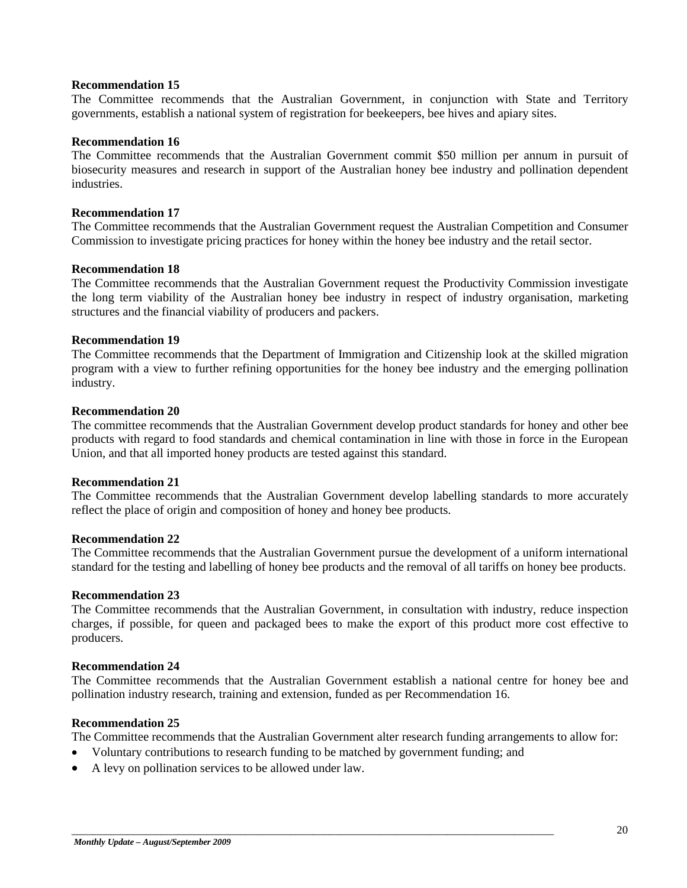**Recommendation 15**

The Committee recommends that the Australian Government, in conjunction with State and Territory governments, establish a national system of registration for beekeepers, bee hives and apiary sites.

**Recommendation 16**

The Committee recommends that the Australian Government commit $50 million per annum in pursuit of biosecurity measures and research in support of the Australian honey bee industry and pollination dependent industries.

**Recommendation 17**

The Committee recommends that the Australian Government request the Australian Competition and Consumer Commission to investigate pricing practices for honey within the honey bee industry and the retail sector.

**Recommendation 18**

The Committee recommends that the Australian Government request the Productivity Commission investigate the long term viability of the Australian honey bee industry in respect of industry organisation, marketing structures and the financial viability of producers and packers.

**Recommendation 19**

The Committee recommends that the Department of Immigration and Citizenship look at the skilled migration program with a view to further refining opportunities for the honey bee industry and the emerging pollination industry.

**Recommendation 20**

The committee recommends that the Australian Government develop product standards for honey and other bee products with regard to food standards and chemical contamination in line with those in force in the European Union, and that all imported honey products are tested against this standard.

**Recommendation 21**

The Committee recommends that the Australian Government develop labelling standards to more accurately reflect the place of origin and composition of honey and honey bee products.

**Recommendation 22**

The Committee recommends that the Australian Government pursue the development of a uniform international standard for the testing and labelling of honey bee products and the removal of all tariffs on honey bee products.

**Recommendation 23**

The Committee recommends that the Australian Government, in consultation with industry, reduce inspection charges, if possible, for queen and packaged bees to make the export of this product more cost effective to producers.

**Recommendation 24**

The Committee recommends that the Australian Government establish a national centre for honey bee and pollination industry research, training and extension, funded as per Recommendation 16.

**Recommendation 25**

The Committee recommends that the Australian Government alter research funding arrangements to allow for:

- Voluntary contributions to research funding to be matched by government funding; and
- A levy on pollination services to be allowed under law.